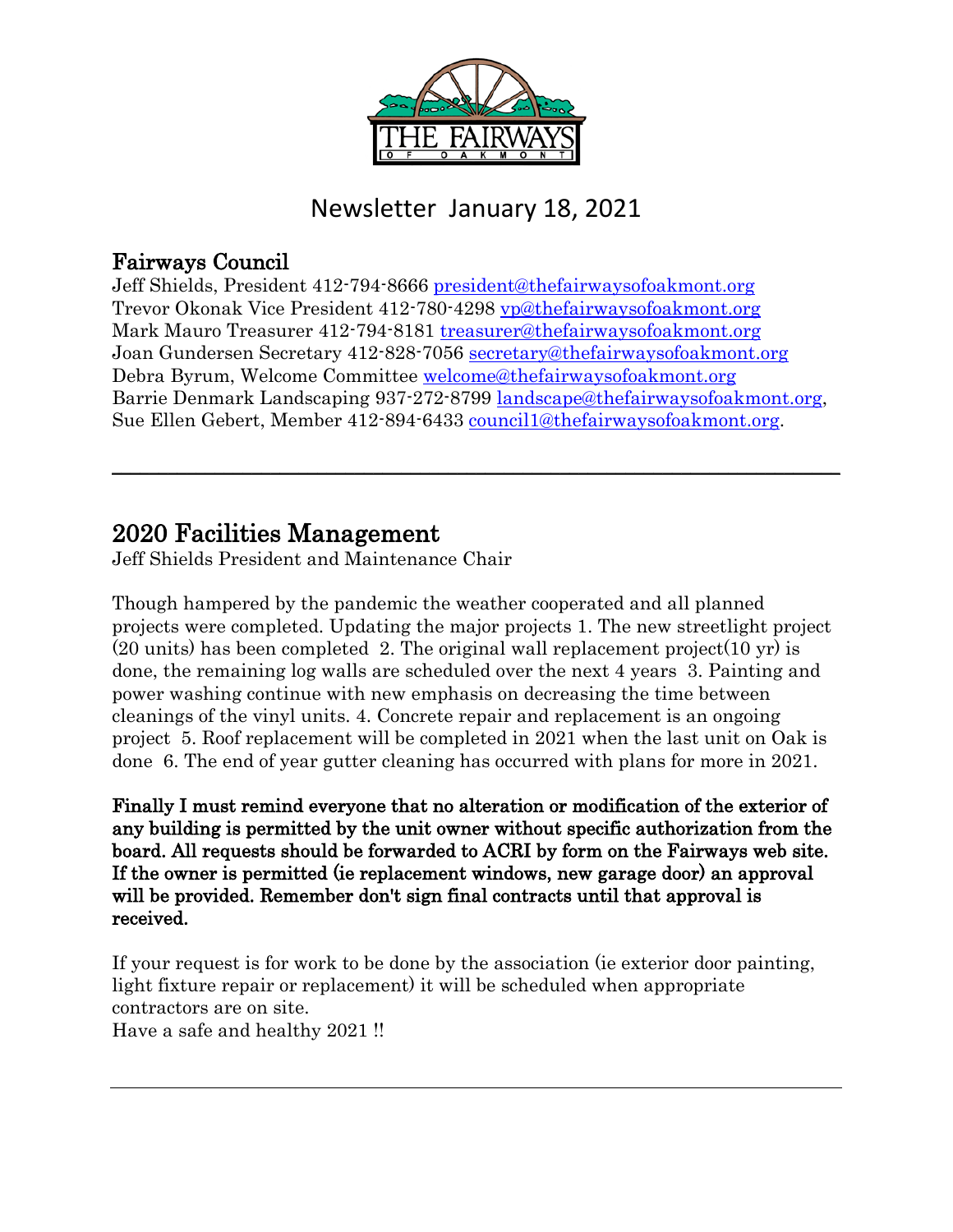# Newsletter January 18, 2021

## Fairways Council

Jeff Shields, President 412-794-8666 president@thefairwaysofoakmont.org
Trevor Okonak Vice President 412-780-4298 vp@thefairwaysofoakmont.org
Mark Mauro Treasurer 412-794-8181 treasurer@thefairwaysofoakmont.org
Joan Gundersen Secretary 412-828-7056 secretary@thefairwaysofoakmont.org
Debra Byrum, Welcome Committee welcome@thefairwaysofoakmont.org
Barrie Denmark Landscaping 937-272-8799 landscape@thefairwaysofoakmont.org,
Sue Ellen Gebert, Member 412-894-6433 council1@thefairwaysofoakmont.org.

---

## 2020 Facilities Management

Jeff Shields President and Maintenance Chair

Though hampered by the pandemic the weather cooperated and all planned projects were completed. Updating the major projects 1. The new streetlight project (20 units) has been completed 2. The original wall replacement project(10 yr) is done, the remaining log walls are scheduled over the next 4 years 3. Painting and power washing continue with new emphasis on decreasing the time between cleanings of the vinyl units. 4. Concrete repair and replacement is an ongoing project 5. Roof replacement will be completed in 2021 when the last unit on Oak is done 6. The end of year gutter cleaning has occurred with plans for more in 2021.

**Finally I must remind everyone that no alteration or modification of the exterior of any building is permitted by the unit owner without specific authorization from the board. All requests should be forwarded to ACRI by form on the Fairways web site. If the owner is permitted (ie replacement windows, new garage door) an approval will be provided. Remember don't sign final contracts until that approval is received.**

If your request is for work to be done by the association (ie exterior door painting, light fixture repair or replacement) it will be scheduled when appropriate contractors are on site.
Have a safe and healthy 2021 !!

---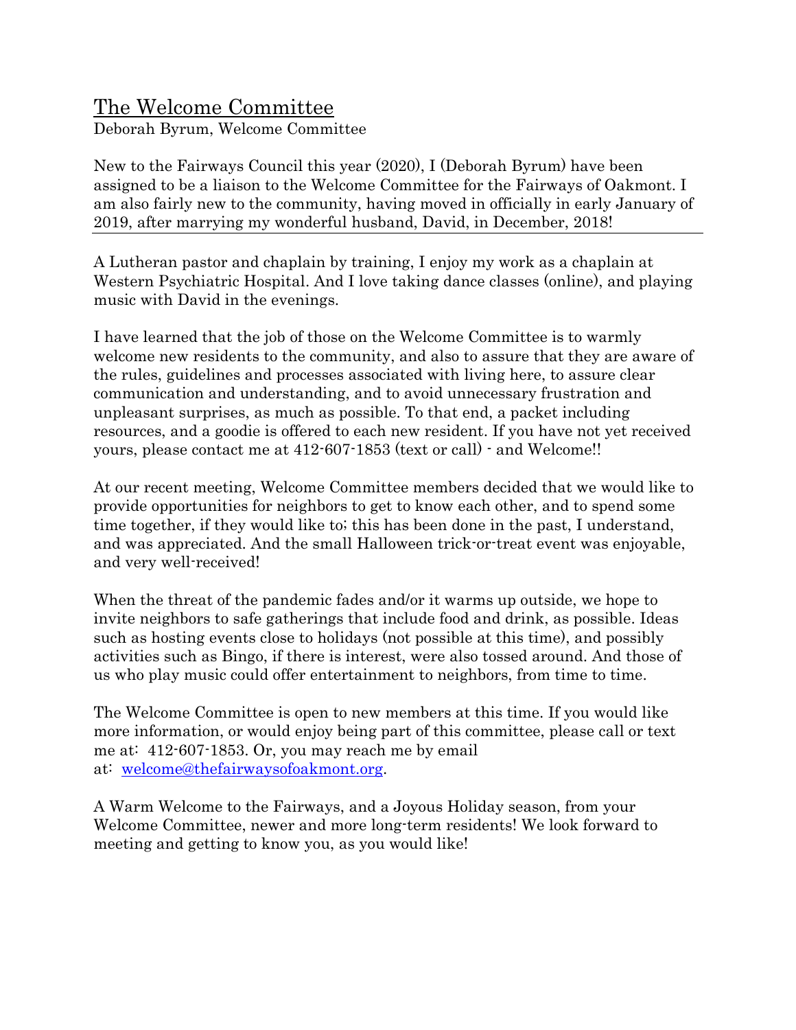## The Welcome Committee

Deborah Byrum, Welcome Committee

New to the Fairways Council this year (2020), I (Deborah Byrum) have been assigned to be a liaison to the Welcome Committee for the Fairways of Oakmont. I am also fairly new to the community, having moved in officially in early January of 2019, after marrying my wonderful husband, David, in December, 2018!

---

A Lutheran pastor and chaplain by training, I enjoy my work as a chaplain at Western Psychiatric Hospital. And I love taking dance classes (online), and playing music with David in the evenings.

I have learned that the job of those on the Welcome Committee is to warmly welcome new residents to the community, and also to assure that they are aware of the rules, guidelines and processes associated with living here, to assure clear communication and understanding, and to avoid unnecessary frustration and unpleasant surprises, as much as possible. To that end, a packet including resources, and a goodie is offered to each new resident. If you have not yet received yours, please contact me at 412-607-1853 (text or call) - and Welcome!!

At our recent meeting, Welcome Committee members decided that we would like to provide opportunities for neighbors to get to know each other, and to spend some time together, if they would like to; this has been done in the past, I understand, and was appreciated. And the small Halloween trick-or-treat event was enjoyable, and very well-received!

When the threat of the pandemic fades and/or it warms up outside, we hope to invite neighbors to safe gatherings that include food and drink, as possible. Ideas such as hosting events close to holidays (not possible at this time), and possibly activities such as Bingo, if there is interest, were also tossed around. And those of us who play music could offer entertainment to neighbors, from time to time.

The Welcome Committee is open to new members at this time. If you would like more information, or would enjoy being part of this committee, please call or text me at: 412-607-1853. Or, you may reach me by email at: [welcome@thefairwaysofoakmont.org](mailto:welcome@thefairwaysofoakmont.org).

A Warm Welcome to the Fairways, and a Joyous Holiday season, from your Welcome Committee, newer and more long-term residents! We look forward to meeting and getting to know you, as you would like!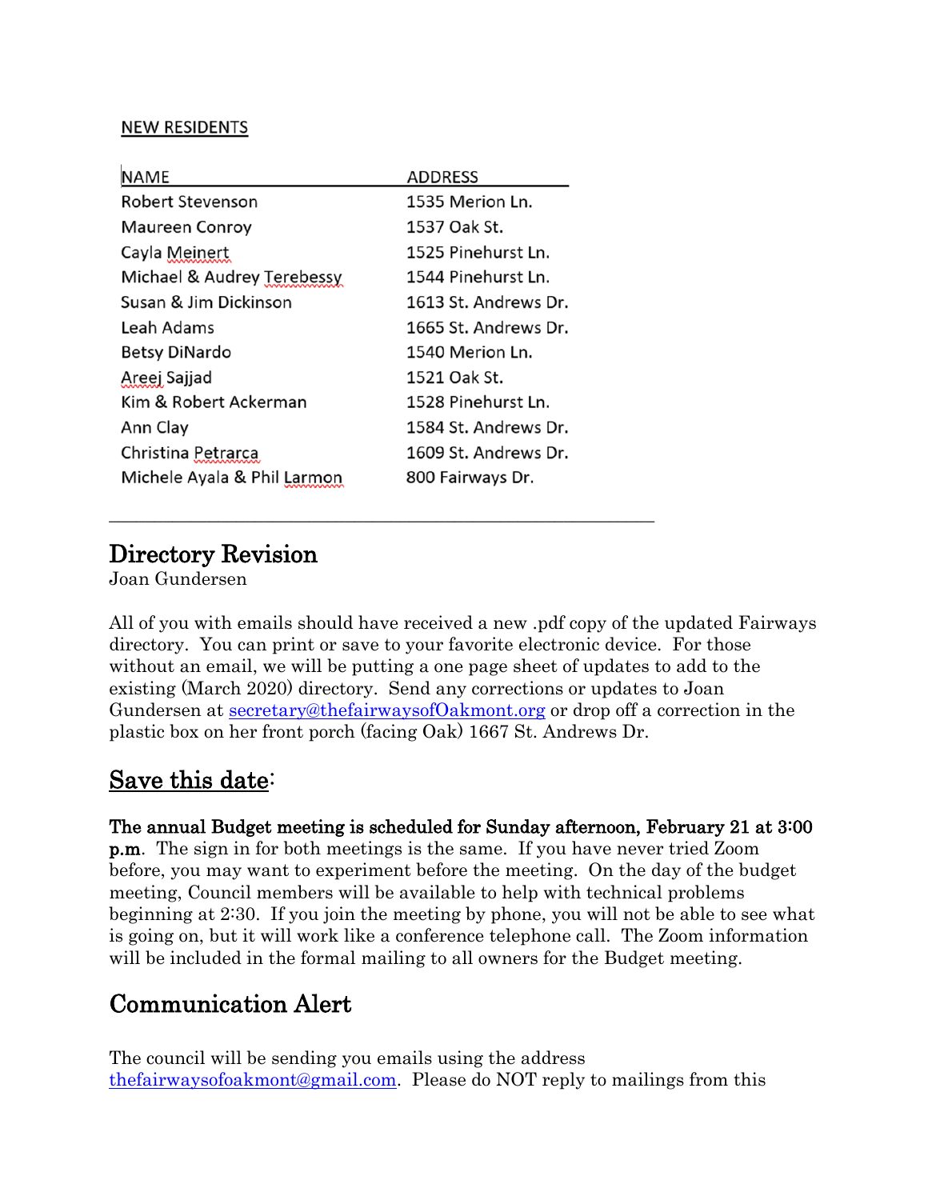## NEW RESIDENTS

| NAME | ADDRESS |
|---|---|
| Robert Stevenson | 1535 Merion Ln. |
| Maureen Conroy | 1537 Oak St. |
| Cayla Meinert | 1525 Pinehurst Ln. |
| Michael & Audrey Terebessy | 1544 Pinehurst Ln. |
| Susan & Jim Dickinson | 1613 St. Andrews Dr. |
| Leah Adams | 1665 St. Andrews Dr. |
| Betsy DiNardo | 1540 Merion Ln. |
| Areej Sajjad | 1521 Oak St. |
| Kim & Robert Ackerman | 1528 Pinehurst Ln. |
| Ann Clay | 1584 St. Andrews Dr. |
| Christina Petrarca | 1609 St. Andrews Dr. |
| Michele Ayala & Phil Larmon | 800 Fairways Dr. |

---

# Directory Revision

Joan Gundersen

All of you with emails should have received a new .pdf copy of the updated Fairways directory. You can print or save to your favorite electronic device. For those without an email, we will be putting a one page sheet of updates to add to the existing (March 2020) directory. Send any corrections or updates to Joan Gundersen at secretary@thefairwaysofOakmont.org or drop off a correction in the plastic box on her front porch (facing Oak) 1667 St. Andrews Dr.

# Save this date:

**The annual Budget meeting is scheduled for Sunday afternoon, February 21 at 3:00 p.m**. The sign in for both meetings is the same. If you have never tried Zoom before, you may want to experiment before the meeting. On the day of the budget meeting, Council members will be available to help with technical problems beginning at 2:30. If you join the meeting by phone, you will not be able to see what is going on, but it will work like a conference telephone call. The Zoom information will be included in the formal mailing to all owners for the Budget meeting.

# Communication Alert

The council will be sending you emails using the address thefairwaysofoakmont@gmail.com. Please do NOT reply to mailings from this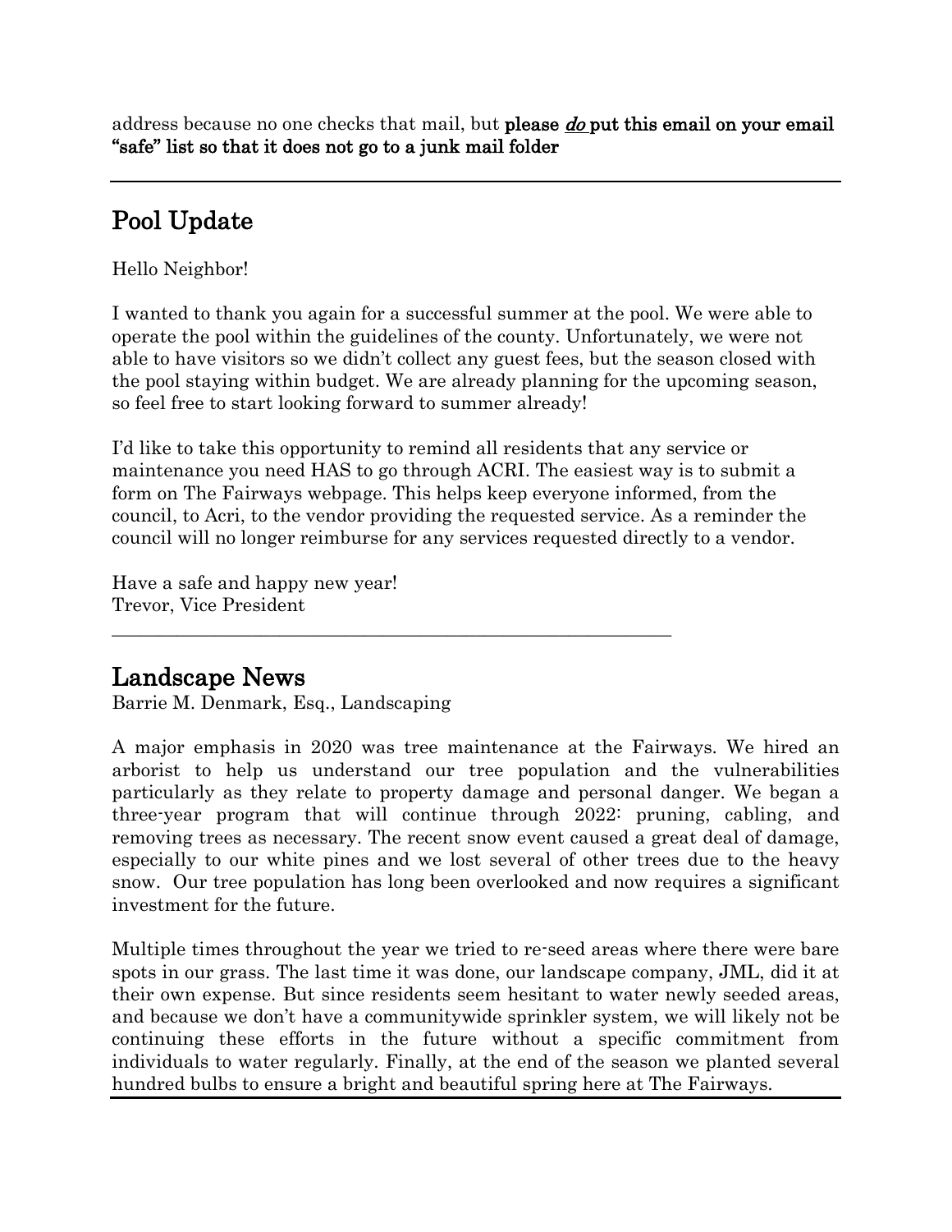address because no one checks that mail, but **please _do_ put this email on your email "safe" list so that it does not go to a junk mail folder**

---

## Pool Update

Hello Neighbor!

I wanted to thank you again for a successful summer at the pool. We were able to operate the pool within the guidelines of the county. Unfortunately, we were not able to have visitors so we didn't collect any guest fees, but the season closed with the pool staying within budget. We are already planning for the upcoming season, so feel free to start looking forward to summer already!

I'd like to take this opportunity to remind all residents that any service or maintenance you need HAS to go through ACRI. The easiest way is to submit a form on The Fairways webpage. This helps keep everyone informed, from the council, to Acri, to the vendor providing the requested service. As a reminder the council will no longer reimburse for any services requested directly to a vendor.

Have a safe and happy new year!
Trevor, Vice President

---

## Landscape News

Barrie M. Denmark, Esq., Landscaping

A major emphasis in 2020 was tree maintenance at the Fairways. We hired an arborist to help us understand our tree population and the vulnerabilities particularly as they relate to property damage and personal danger. We began a three-year program that will continue through 2022: pruning, cabling, and removing trees as necessary. The recent snow event caused a great deal of damage, especially to our white pines and we lost several of other trees due to the heavy snow. Our tree population has long been overlooked and now requires a significant investment for the future.

Multiple times throughout the year we tried to re-seed areas where there were bare spots in our grass. The last time it was done, our landscape company, JML, did it at their own expense. But since residents seem hesitant to water newly seeded areas, and because we don't have a communitywide sprinkler system, we will likely not be continuing these efforts in the future without a specific commitment from individuals to water regularly. Finally, at the end of the season we planted several hundred bulbs to ensure a bright and beautiful spring here at The Fairways.

---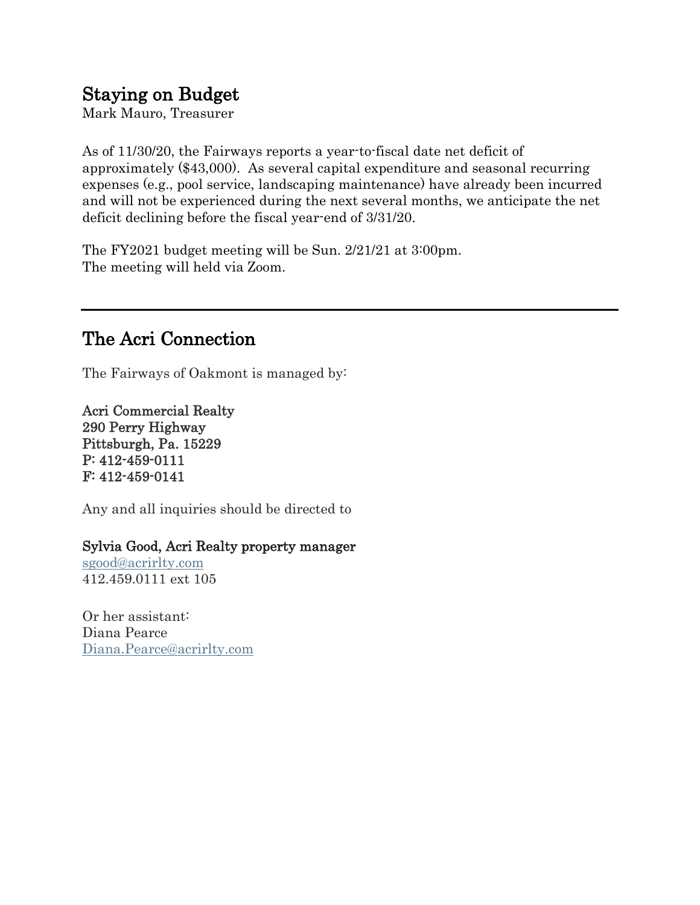## Staying on Budget

Mark Mauro, Treasurer

As of 11/30/20, the Fairways reports a year-to-fiscal date net deficit of approximately ($43,000). As several capital expenditure and seasonal recurring expenses (e.g., pool service, landscaping maintenance) have already been incurred and will not be experienced during the next several months, we anticipate the net deficit declining before the fiscal year-end of 3/31/20.

The FY2021 budget meeting will be Sun. 2/21/21 at 3:00pm.
The meeting will held via Zoom.

---

## The Acri Connection

The Fairways of Oakmont is managed by:

**Acri Commercial Realty**
**290 Perry Highway**
**Pittsburgh, Pa. 15229**
**P: 412-459-0111**
**F: 412-459-0141**

Any and all inquiries should be directed to

**Sylvia Good, Acri Realty property manager**
sgood@acrirlty.com
412.459.0111 ext 105

Or her assistant:
Diana Pearce
Diana.Pearce@acrirlty.com